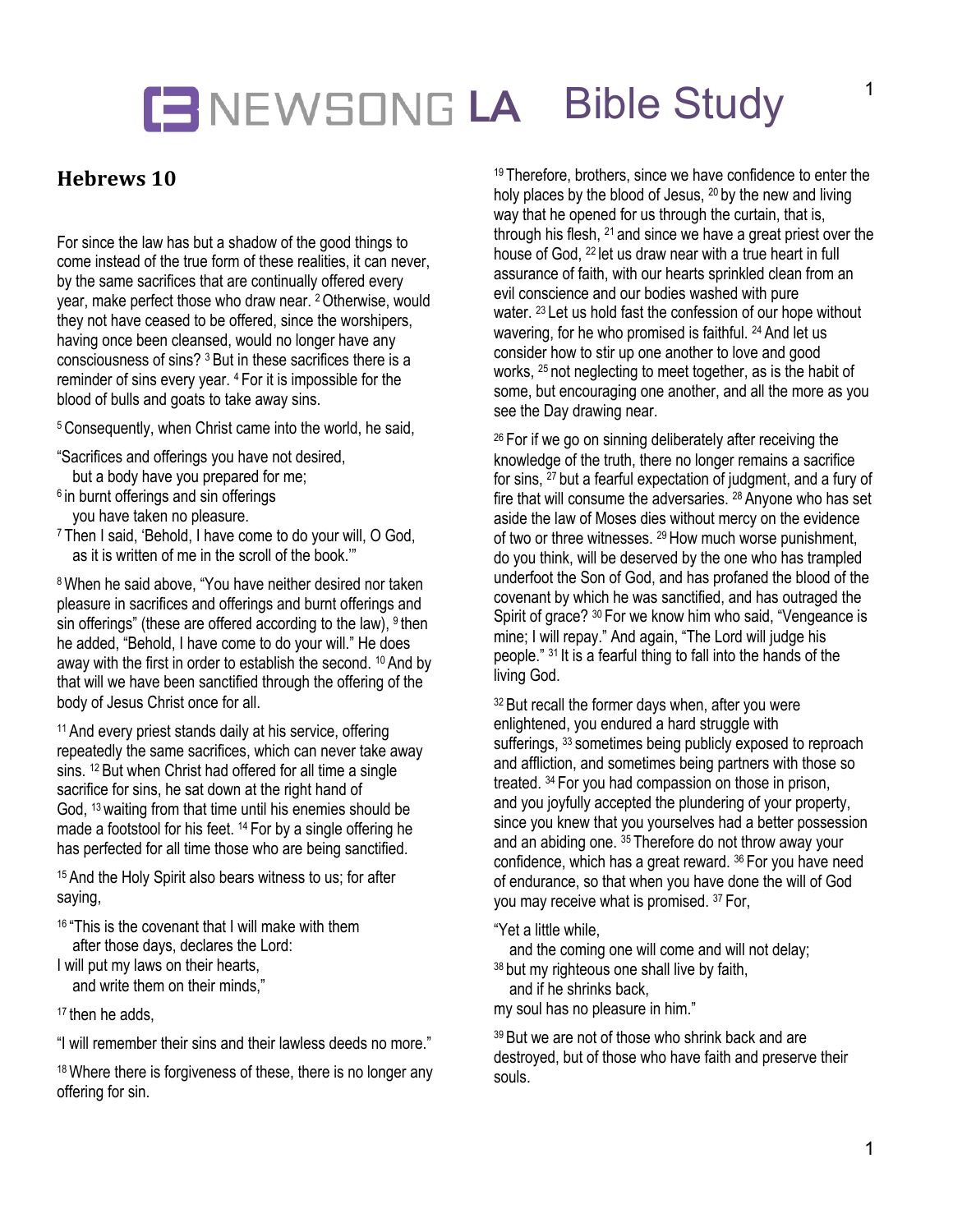# NEWSONG LA Bible Study

## Hebrews 10

For since the law has but a shadow of the good things to come instead of the true form of these realities, it can never, by the same sacrifices that are continually offered every year, make perfect those who draw near. [2] Otherwise, would they not have ceased to be offered, since the worshipers, having once been cleansed, would no longer have any consciousness of sins? [3] But in these sacrifices there is a reminder of sins every year. [4] For it is impossible for the blood of bulls and goats to take away sins.

[5] Consequently, when Christ came into the world, he said,

"Sacrifices and offerings you have not desired,
  but a body have you prepared for me;
[6] in burnt offerings and sin offerings
  you have taken no pleasure.
[7] Then I said, 'Behold, I have come to do your will, O God,
  as it is written of me in the scroll of the book.'"

[8] When he said above, "You have neither desired nor taken pleasure in sacrifices and offerings and burnt offerings and sin offerings" (these are offered according to the law), [9] then he added, "Behold, I have come to do your will." He does away with the first in order to establish the second. [10] And by that will we have been sanctified through the offering of the body of Jesus Christ once for all.

[11] And every priest stands daily at his service, offering repeatedly the same sacrifices, which can never take away sins. [12] But when Christ had offered for all time a single sacrifice for sins, he sat down at the right hand of God, [13] waiting from that time until his enemies should be made a footstool for his feet. [14] For by a single offering he has perfected for all time those who are being sanctified.

[15] And the Holy Spirit also bears witness to us; for after saying,

[16] "This is the covenant that I will make with them
  after those days, declares the Lord:
I will put my laws on their hearts,
  and write them on their minds,"

[17] then he adds,

"I will remember their sins and their lawless deeds no more."

[18] Where there is forgiveness of these, there is no longer any offering for sin.

[19] Therefore, brothers, since we have confidence to enter the holy places by the blood of Jesus, [20] by the new and living way that he opened for us through the curtain, that is, through his flesh, [21] and since we have a great priest over the house of God, [22] let us draw near with a true heart in full assurance of faith, with our hearts sprinkled clean from an evil conscience and our bodies washed with pure water. [23] Let us hold fast the confession of our hope without wavering, for he who promised is faithful. [24] And let us consider how to stir up one another to love and good works, [25] not neglecting to meet together, as is the habit of some, but encouraging one another, and all the more as you see the Day drawing near.

[26] For if we go on sinning deliberately after receiving the knowledge of the truth, there no longer remains a sacrifice for sins, [27] but a fearful expectation of judgment, and a fury of fire that will consume the adversaries. [28] Anyone who has set aside the law of Moses dies without mercy on the evidence of two or three witnesses. [29] How much worse punishment, do you think, will be deserved by the one who has trampled underfoot the Son of God, and has profaned the blood of the covenant by which he was sanctified, and has outraged the Spirit of grace? [30] For we know him who said, "Vengeance is mine; I will repay." And again, "The Lord will judge his people." [31] It is a fearful thing to fall into the hands of the living God.

[32] But recall the former days when, after you were enlightened, you endured a hard struggle with sufferings, [33] sometimes being publicly exposed to reproach and affliction, and sometimes being partners with those so treated. [34] For you had compassion on those in prison, and you joyfully accepted the plundering of your property, since you knew that you yourselves had a better possession and an abiding one. [35] Therefore do not throw away your confidence, which has a great reward. [36] For you have need of endurance, so that when you have done the will of God you may receive what is promised. [37] For,

"Yet a little while,
  and the coming one will come and will not delay;
[38] but my righteous one shall live by faith,
  and if he shrinks back,
my soul has no pleasure in him."

[39] But we are not of those who shrink back and are destroyed, but of those who have faith and preserve their souls.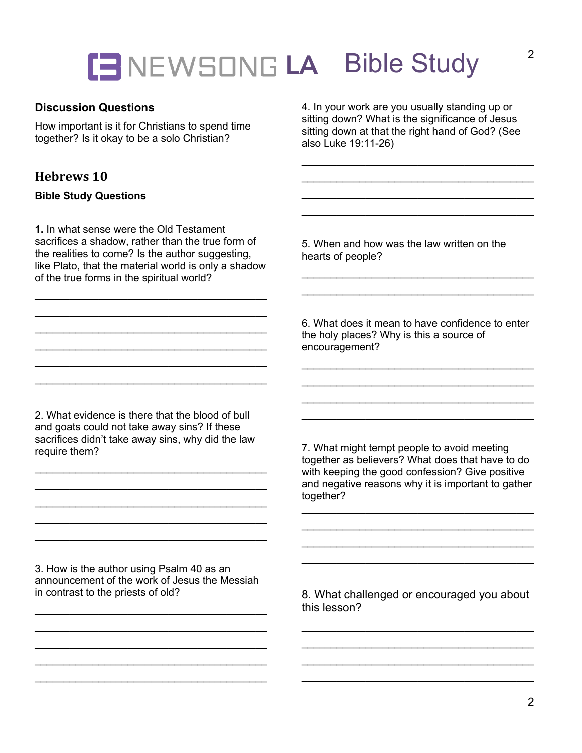# NEWSONG LA Bible Study

**Discussion Questions**

How important is it for Christians to spend time together? Is it okay to be a solo Christian?

## Hebrews 10

**Bible Study Questions**

**1.** In what sense were the Old Testament sacrifices a shadow, rather than the true form of the realities to come? Is the author suggesting, like Plato, that the material world is only a shadow of the true forms in the spiritual world?

______________________________________________

______________________________________________

______________________________________________

______________________________________________

______________________________________________

______________________________________________

2. What evidence is there that the blood of bull and goats could not take away sins? If these sacrifices didn't take away sins, why did the law require them?

______________________________________________

______________________________________________

______________________________________________

______________________________________________

______________________________________________

3. How is the author using Psalm 40 as an announcement of the work of Jesus the Messiah in contrast to the priests of old?

______________________________________________

______________________________________________

______________________________________________

______________________________________________

______________________________________________

4. In your work are you usually standing up or sitting down? What is the significance of Jesus sitting down at that the right hand of God? (See also Luke 19:11-26)

______________________________________________

______________________________________________

______________________________________________

______________________________________________

5. When and how was the law written on the hearts of people?

______________________________________________

______________________________________________

6. What does it mean to have confidence to enter the holy places? Why is this a source of encouragement?

______________________________________________

______________________________________________

______________________________________________

______________________________________________

7. What might tempt people to avoid meeting together as believers? What does that have to do with keeping the good confession? Give positive and negative reasons why it is important to gather together?

______________________________________________

______________________________________________

______________________________________________

______________________________________________

8. What challenged or encouraged you about this lesson?

______________________________________________

______________________________________________

______________________________________________

______________________________________________